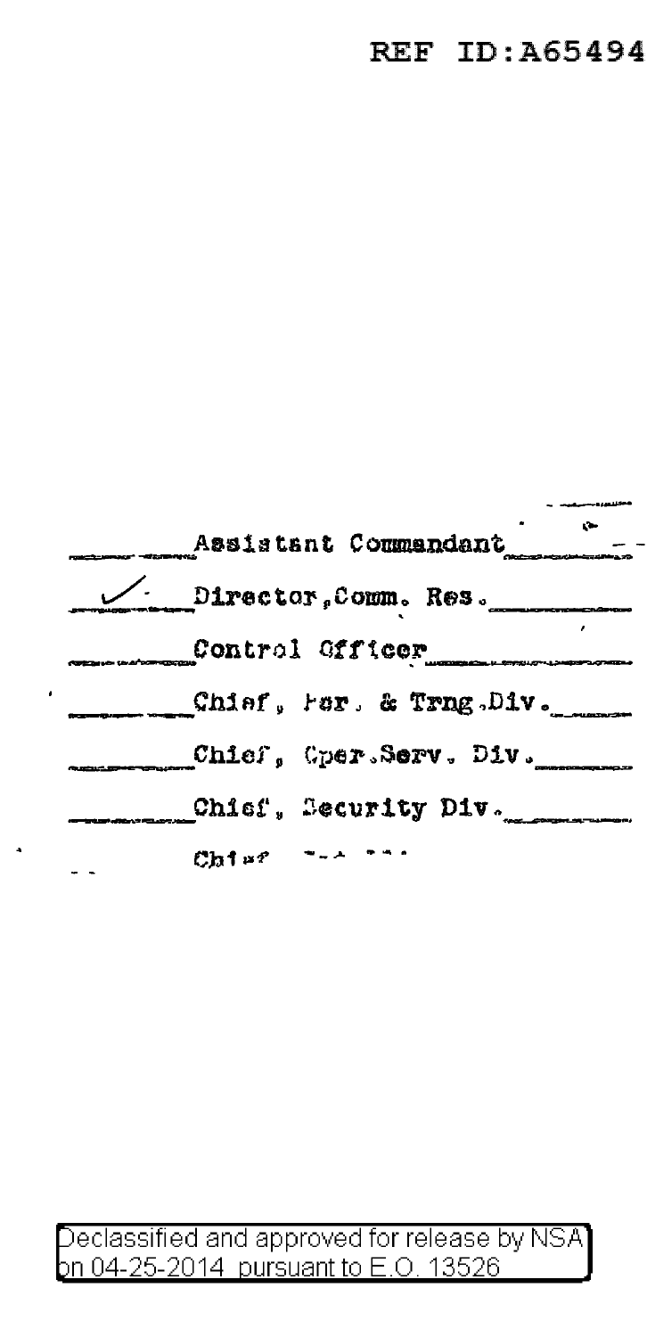REF ID:A65494

____ Assistant Commandant ____

✓ Director, Comm. Res. ____

____ Control Officer ____

____ Chief, Per. & Trng. Div. ____

____ Chief, Oper. Serv. Div. ____

____ Chief, Security Div. ____

____ Chief ____

Declassified and approved for release by NSA on 04-25-2014 pursuant to E.O. 13526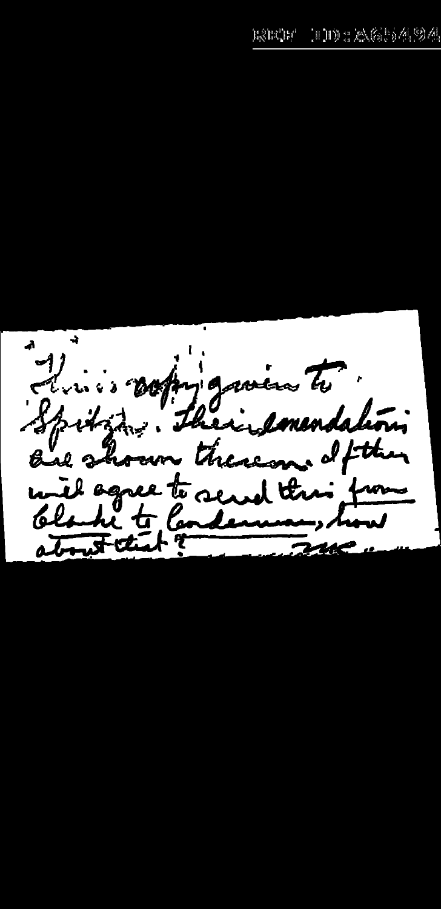This is copy given to Spitzy. Their emendations are shown thereon. If they will agree to send this from Clarke to Corderman, how about that?

WFF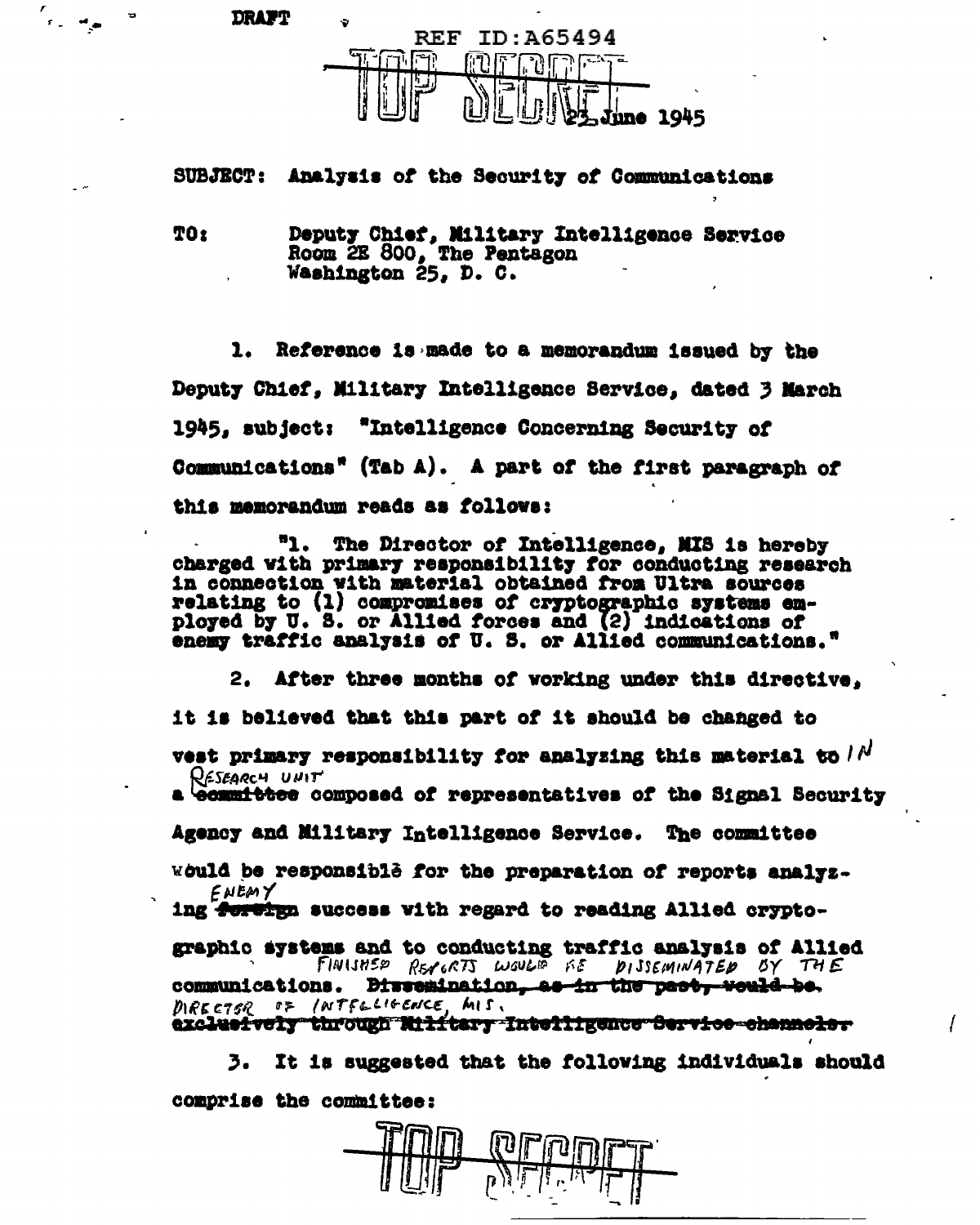DRAFT

REF ID:A65494

TOP SECRET

23 June 1945

SUBJECT: Analysis of the Security of Communications

TO: Deputy Chief, Military Intelligence Service
Room 2E 800, The Pentagon
Washington 25, D. C.

1. Reference is made to a memorandum issued by the Deputy Chief, Military Intelligence Service, dated 3 March 1945, subject: "Intelligence Concerning Security of Communications" (Tab A). A part of the first paragraph of this memorandum reads as follows:

> "1. The Director of Intelligence, MIS is hereby charged with primary responsibility for conducting research in connection with material obtained from Ultra sources relating to (1) compromises of cryptographic systems employed by U. S. or Allied forces and (2) indications of enemy traffic analysis of U. S. or Allied communications."

2. After three months of working under this directive, it is believed that this part of it should be changed to vest primary responsibility for analyzing this material to IN a ~~committee~~ RESEARCH UNIT composed of representatives of the Signal Security Agency and Military Intelligence Service. The committee would be responsible for the preparation of reports analyzing ~~foreign~~ ENEMY success with regard to reading Allied cryptographic systems and to conducting traffic analysis of Allied communications. ~~Dissemination, as in the past, would be exclusively through Military Intelligence Service channels.~~ FINISHED REPORTS WOULD BE DISSEMINATED BY THE DIRECTOR OF INTELLIGENCE, MIS.

3. It is suggested that the following individuals should comprise the committee:

TOP SECRET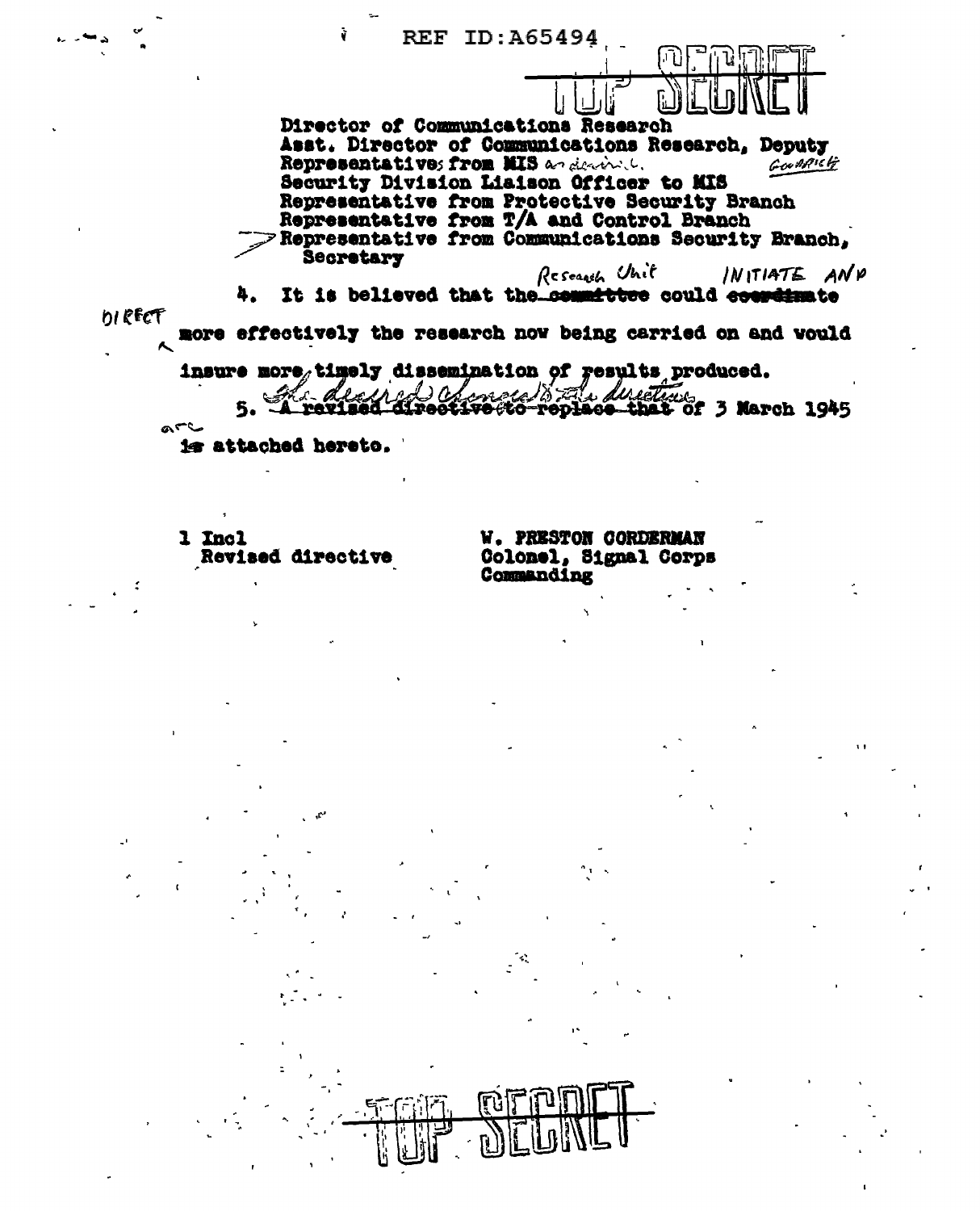REF ID:A65494

TOP SECRET

Director of Communications Research
Asst. Director of Communications Research, Deputy
Representatives from MIS as desired. Goodrich
Security Division Liaison Officer to MIS
Representative from Protective Security Branch
Representative from T/A and Control Branch
Representative from Communications Security Branch, Secretary

4. It is believed that the ~~committee~~ Research Unit could ~~coordinate~~ INITIATE AND DIRECT more effectively the research now being carried on and would insure more timely dissemination of results produced.

5. ~~A revised directive to replace that~~ The desired changes to the directive of 3 March 1945 ~~is~~ are attached hereto.

1 Incl
Revised directive

W. PRESTON CORDERMAN
Colonel, Signal Corps
Commanding

TOP SECRET